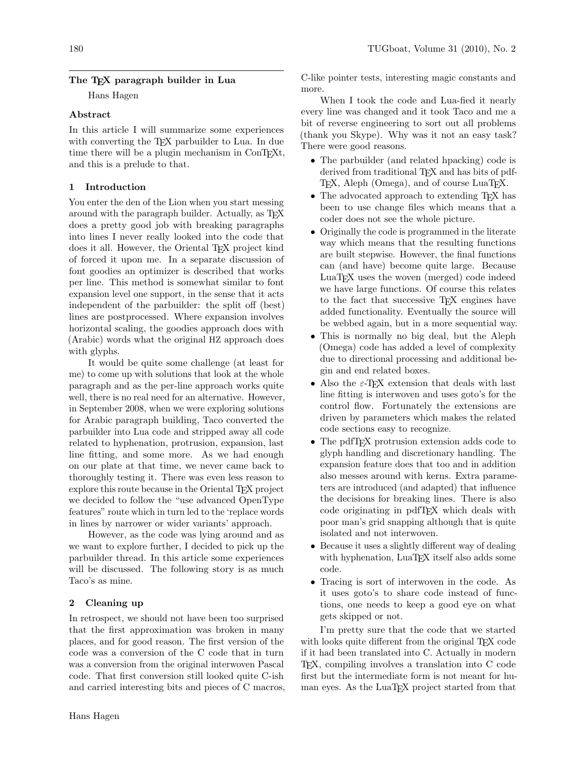# The TeX paragraph builder in Lua

Hans Hagen

## Abstract

In this article I will summarize some experiences with converting the TeX parbuilder to Lua. In due time there will be a plugin mechanism in ConTeXt, and this is a prelude to that.

## 1 Introduction

You enter the den of the Lion when you start messing around with the paragraph builder. Actually, as TeX does a pretty good job with breaking paragraphs into lines I never really looked into the code that does it all. However, the Oriental TeX project kind of forced it upon me. In a separate discussion of font goodies an optimizer is described that works per line. This method is somewhat similar to font expansion level one support, in the sense that it acts independent of the parbuilder: the split off (best) lines are postprocessed. Where expansion involves horizontal scaling, the goodies approach does with (Arabic) words what the original HZ approach does with glyphs.

It would be quite some challenge (at least for me) to come up with solutions that look at the whole paragraph and as the per-line approach works quite well, there is no real need for an alternative. However, in September 2008, when we were exploring solutions for Arabic paragraph building, Taco converted the parbuilder into Lua code and stripped away all code related to hyphenation, protrusion, expansion, last line fitting, and some more. As we had enough on our plate at that time, we never came back to thoroughly testing it. There was even less reason to explore this route because in the Oriental TeX project we decided to follow the "use advanced OpenType features" route which in turn led to the 'replace words in lines by narrower or wider variants' approach.

However, as the code was lying around and as we want to explore further, I decided to pick up the parbuilder thread. In this article some experiences will be discussed. The following story is as much Taco's as mine.

## 2 Cleaning up

In retrospect, we should not have been too surprised that the first approximation was broken in many places, and for good reason. The first version of the code was a conversion of the C code that in turn was a conversion from the original interwoven Pascal code. That first conversion still looked quite C-ish and carried interesting bits and pieces of C macros, C-like pointer tests, interesting magic constants and more.

When I took the code and Lua-fied it nearly every line was changed and it took Taco and me a bit of reverse engineering to sort out all problems (thank you Skype). Why was it not an easy task? There were good reasons.

- The parbuilder (and related hpacking) code is derived from traditional TeX and has bits of pdfTeX, Aleph (Omega), and of course LuaTeX.
- The advocated approach to extending TeX has been to use change files which means that a coder does not see the whole picture.
- Originally the code is programmed in the literate way which means that the resulting functions are built stepwise. However, the final functions can (and have) become quite large. Because LuaTeX uses the woven (merged) code indeed we have large functions. Of course this relates to the fact that successive TeX engines have added functionality. Eventually the source will be webbed again, but in a more sequential way.
- This is normally no big deal, but the Aleph (Omega) code has added a level of complexity due to directional processing and additional begin and end related boxes.
- Also the $\varepsilon$-TeX extension that deals with last line fitting is interwoven and uses goto's for the control flow. Fortunately the extensions are driven by parameters which makes the related code sections easy to recognize.
- The pdfTeX protrusion extension adds code to glyph handling and discretionary handling. The expansion feature does that too and in addition also messes around with kerns. Extra parameters are introduced (and adapted) that influence the decisions for breaking lines. There is also code originating in pdfTeX which deals with poor man's grid snapping although that is quite isolated and not interwoven.
- Because it uses a slightly different way of dealing with hyphenation, LuaTeX itself also adds some code.
- Tracing is sort of interwoven in the code. As it uses goto's to share code instead of functions, one needs to keep a good eye on what gets skipped or not.

I'm pretty sure that the code that we started with looks quite different from the original TeX code if it had been translated into C. Actually in modern TeX, compiling involves a translation into C code first but the intermediate form is not meant for human eyes. As the LuaTeX project started from that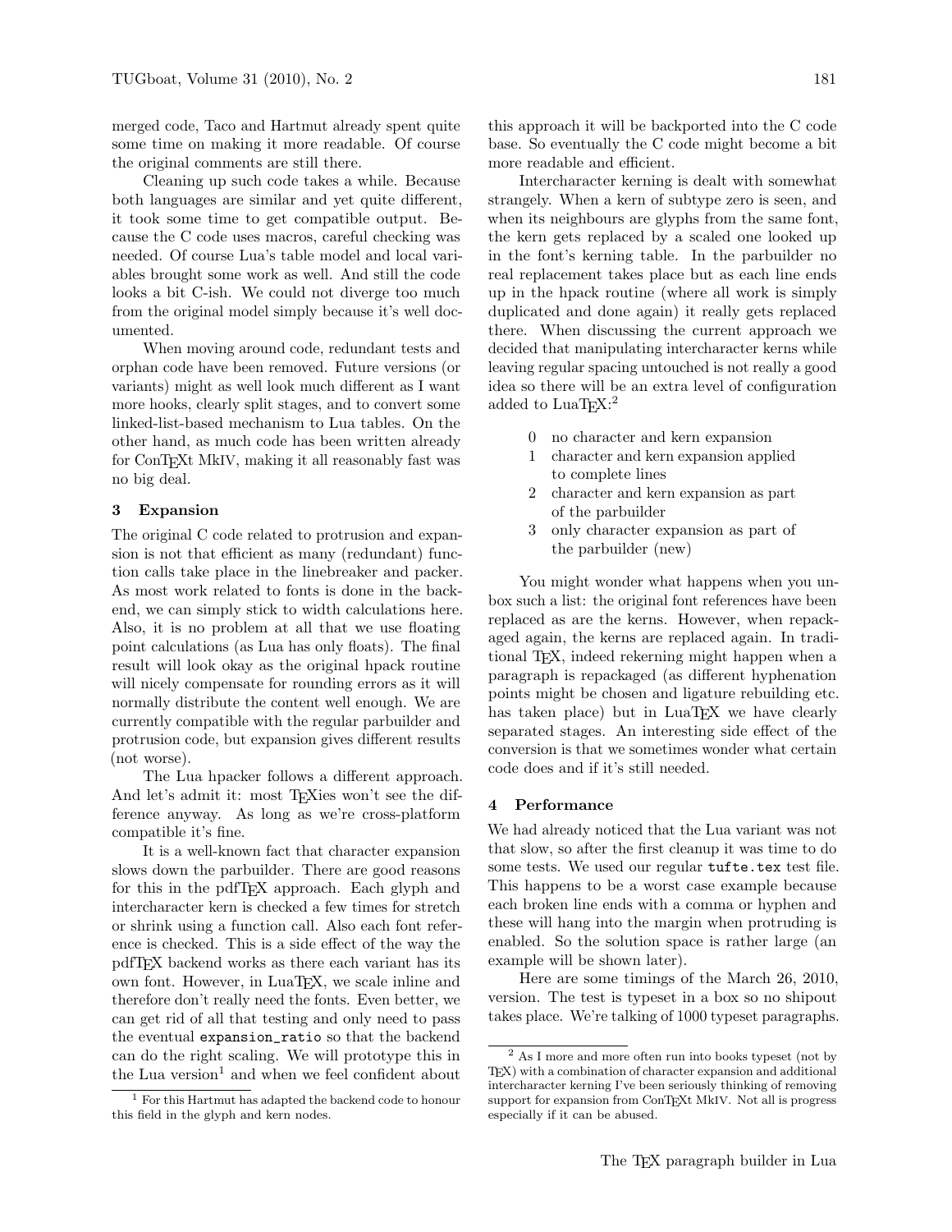merged code, Taco and Hartmut already spent quite some time on making it more readable. Of course the original comments are still there.

Cleaning up such code takes a while. Because both languages are similar and yet quite different, it took some time to get compatible output. Because the C code uses macros, careful checking was needed. Of course Lua's table model and local variables brought some work as well. And still the code looks a bit C-ish. We could not diverge too much from the original model simply because it's well documented.

When moving around code, redundant tests and orphan code have been removed. Future versions (or variants) might as well look much different as I want more hooks, clearly split stages, and to convert some linked-list-based mechanism to Lua tables. On the other hand, as much code has been written already for ConTEXt MkIV, making it all reasonably fast was no big deal.

## 3 Expansion

The original C code related to protrusion and expansion is not that efficient as many (redundant) function calls take place in the linebreaker and packer. As most work related to fonts is done in the backend, we can simply stick to width calculations here. Also, it is no problem at all that we use floating point calculations (as Lua has only floats). The final result will look okay as the original hpack routine will nicely compensate for rounding errors as it will normally distribute the content well enough. We are currently compatible with the regular parbuilder and protrusion code, but expansion gives different results (not worse).

The Lua hpacker follows a different approach. And let's admit it: most TEXies won't see the difference anyway. As long as we're cross-platform compatible it's fine.

It is a well-known fact that character expansion slows down the parbuilder. There are good reasons for this in the pdfTEX approach. Each glyph and intercharacter kern is checked a few times for stretch or shrink using a function call. Also each font reference is checked. This is a side effect of the way the pdfTEX backend works as there each variant has its own font. However, in LuaTEX, we scale inline and therefore don't really need the fonts. Even better, we can get rid of all that testing and only need to pass the eventual `expansion_ratio` so that the backend can do the right scaling. We will prototype this in the Lua version[1] and when we feel confident about this approach it will be backported into the C code base. So eventually the C code might become a bit more readable and efficient.

Intercharacter kerning is dealt with somewhat strangely. When a kern of subtype zero is seen, and when its neighbours are glyphs from the same font, the kern gets replaced by a scaled one looked up in the font's kerning table. In the parbuilder no real replacement takes place but as each line ends up in the hpack routine (where all work is simply duplicated and done again) it really gets replaced there. When discussing the current approach we decided that manipulating intercharacter kerns while leaving regular spacing untouched is not really a good idea so there will be an extra level of configuration added to LuaTEX:[2]

- 0 no character and kern expansion
- 1 character and kern expansion applied to complete lines
- 2 character and kern expansion as part of the parbuilder
- 3 only character expansion as part of the parbuilder (new)

You might wonder what happens when you unbox such a list: the original font references have been replaced as are the kerns. However, when repackaged again, the kerns are replaced again. In traditional TEX, indeed rekerning might happen when a paragraph is repackaged (as different hyphenation points might be chosen and ligature rebuilding etc. has taken place) but in LuaTEX we have clearly separated stages. An interesting side effect of the conversion is that we sometimes wonder what certain code does and if it's still needed.

## 4 Performance

We had already noticed that the Lua variant was not that slow, so after the first cleanup it was time to do some tests. We used our regular `tufte.tex` test file. This happens to be a worst case example because each broken line ends with a comma or hyphen and these will hang into the margin when protruding is enabled. So the solution space is rather large (an example will be shown later).

Here are some timings of the March 26, 2010, version. The test is typeset in a box so no shipout takes place. We're talking of 1000 typeset paragraphs.

---

[1] For this Hartmut has adapted the backend code to honour this field in the glyph and kern nodes.

[2] As I more and more often run into books typeset (not by TEX) with a combination of character expansion and additional intercharacter kerning I've been seriously thinking of removing support for expansion from ConTEXt MkIV. Not all is progress especially if it can be abused.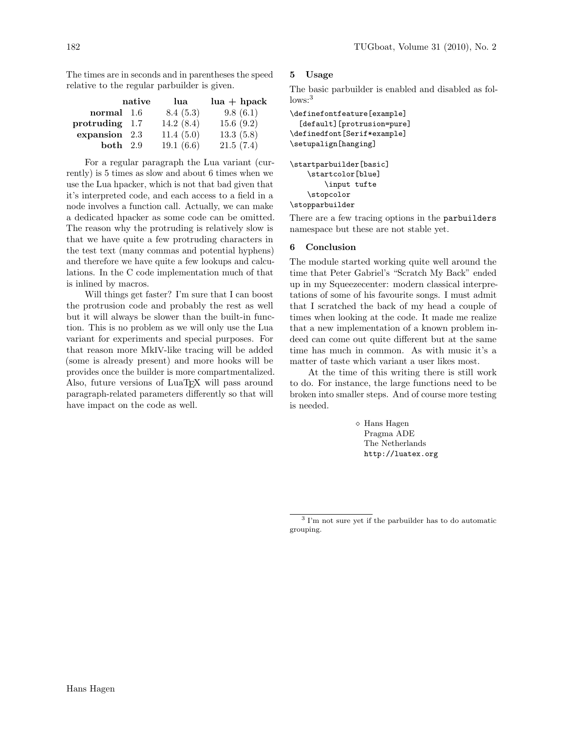The times are in seconds and in parentheses the speed relative to the regular parbuilder is given.

| | native | lua | lua + hpack |
|---|---|---|---|
| **normal** | 1.6 | 8.4 (5.3) | 9.8 (6.1) |
| **protruding** | 1.7 | 14.2 (8.4) | 15.6 (9.2) |
| **expansion** | 2.3 | 11.4 (5.0) | 13.3 (5.8) |
| **both** | 2.9 | 19.1 (6.6) | 21.5 (7.4) |

For a regular paragraph the Lua variant (currently) is 5 times as slow and about 6 times when we use the Lua hpacker, which is not that bad given that it's interpreted code, and each access to a field in a node involves a function call. Actually, we can make a dedicated hpacker as some code can be omitted. The reason why the protruding is relatively slow is that we have quite a few protruding characters in the test text (many commas and potential hyphens) and therefore we have quite a few lookups and calculations. In the C code implementation much of that is inlined by macros.

Will things get faster? I'm sure that I can boost the protrusion code and probably the rest as well but it will always be slower than the built-in function. This is no problem as we will only use the Lua variant for experiments and special purposes. For that reason more MkIV-like tracing will be added (some is already present) and more hooks will be provides once the builder is more compartmentalized. Also, future versions of LuaTEX will pass around paragraph-related parameters differently so that will have impact on the code as well.

## 5 Usage

The basic parbuilder is enabled and disabled as follows:[3]

```
\definefontfeature[example]
  [default][protrusion=pure]
\definedfont[Serif*example]
\setupalign[hanging]

\startparbuilder[basic]
    \startcolor[blue]
        \input tufte
    \stopcolor
\stopparbuilder
```

There are a few tracing options in the `parbuilders` namespace but these are not stable yet.

## 6 Conclusion

The module started working quite well around the time that Peter Gabriel's "Scratch My Back" ended up in my Squeezecenter: modern classical interpretations of some of his favourite songs. I must admit that I scratched the back of my head a couple of times when looking at the code. It made me realize that a new implementation of a known problem indeed can come out quite different but at the same time has much in common. As with music it's a matter of taste which variant a user likes most.

At the time of this writing there is still work to do. For instance, the large functions need to be broken into smaller steps. And of course more testing is needed.

◇ Hans Hagen
Pragma ADE
The Netherlands
`http://luatex.org`

[3] I'm not sure yet if the parbuilder has to do automatic grouping.